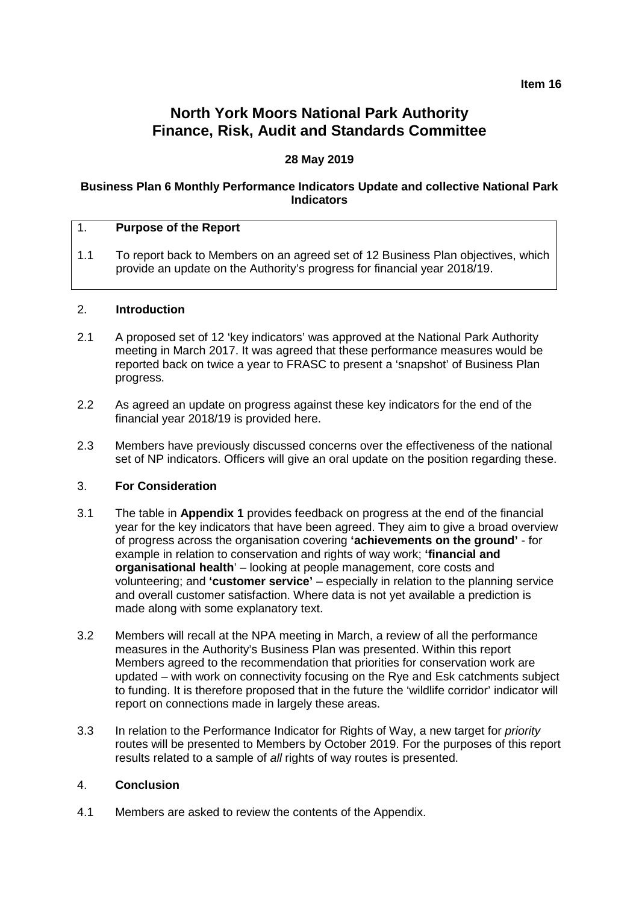**Item 16**

# North York Moors National Park Authority
# Finance, Risk, Audit and Standards Committee

**28 May 2019**

**Business Plan 6 Monthly Performance Indicators Update and collective National Park Indicators**

## 1. Purpose of the Report

1.1 To report back to Members on an agreed set of 12 Business Plan objectives, which provide an update on the Authority's progress for financial year 2018/19.

## 2. Introduction

2.1 A proposed set of 12 'key indicators' was approved at the National Park Authority meeting in March 2017. It was agreed that these performance measures would be reported back on twice a year to FRASC to present a 'snapshot' of Business Plan progress.

2.2 As agreed an update on progress against these key indicators for the end of the financial year 2018/19 is provided here.

2.3 Members have previously discussed concerns over the effectiveness of the national set of NP indicators. Officers will give an oral update on the position regarding these.

## 3. For Consideration

3.1 The table in **Appendix 1** provides feedback on progress at the end of the financial year for the key indicators that have been agreed. They aim to give a broad overview of progress across the organisation covering **'achievements on the ground'** - for example in relation to conservation and rights of way work; **'financial and organisational health**' – looking at people management, core costs and volunteering; and **'customer service'** – especially in relation to the planning service and overall customer satisfaction. Where data is not yet available a prediction is made along with some explanatory text.

3.2 Members will recall at the NPA meeting in March, a review of all the performance measures in the Authority's Business Plan was presented. Within this report Members agreed to the recommendation that priorities for conservation work are updated – with work on connectivity focusing on the Rye and Esk catchments subject to funding. It is therefore proposed that in the future the 'wildlife corridor' indicator will report on connections made in largely these areas.

3.3 In relation to the Performance Indicator for Rights of Way, a new target for *priority* routes will be presented to Members by October 2019. For the purposes of this report results related to a sample of *all* rights of way routes is presented.

## 4. Conclusion

4.1 Members are asked to review the contents of the Appendix.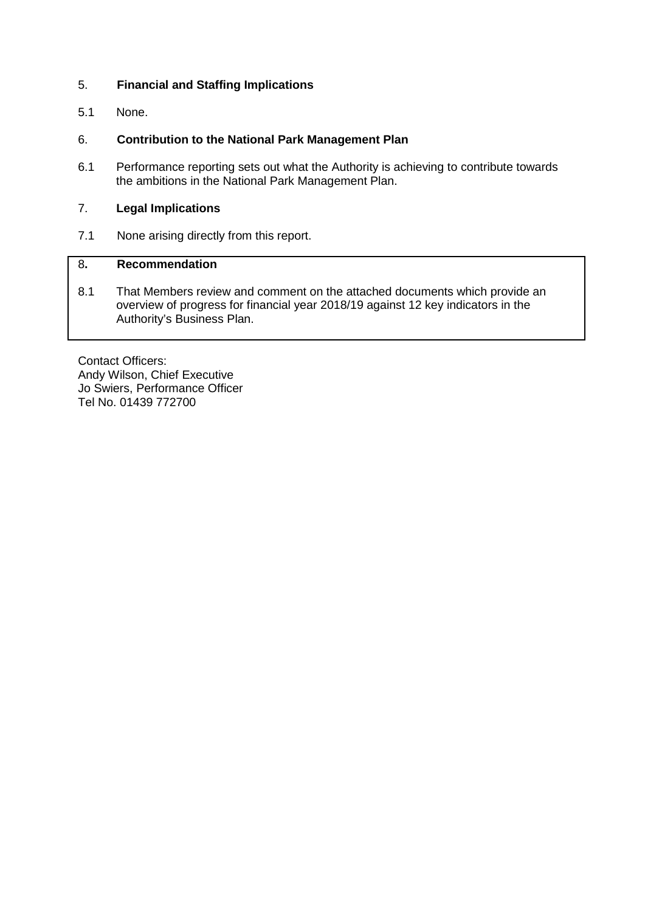## 5. Financial and Staffing Implications

5.1 None.

## 6. Contribution to the National Park Management Plan

6.1 Performance reporting sets out what the Authority is achieving to contribute towards the ambitions in the National Park Management Plan.

## 7. Legal Implications

7.1 None arising directly from this report.

## 8. Recommendation

8.1 That Members review and comment on the attached documents which provide an overview of progress for financial year 2018/19 against 12 key indicators in the Authority's Business Plan.

Contact Officers:
Andy Wilson, Chief Executive
Jo Swiers, Performance Officer
Tel No. 01439 772700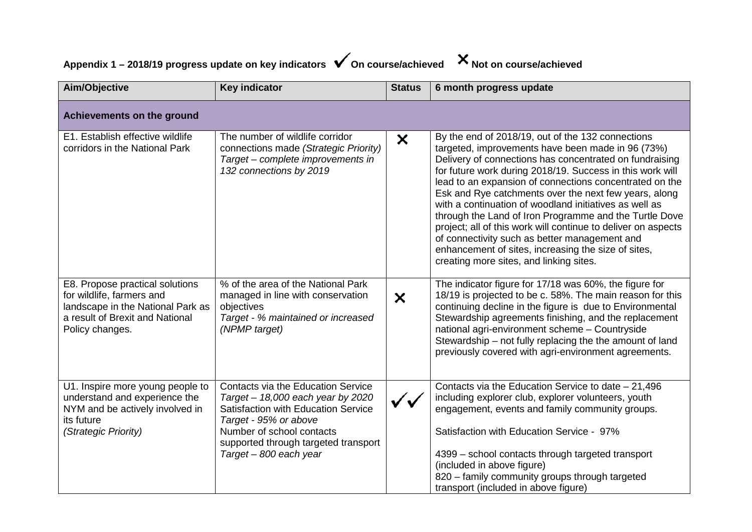## Appendix 1 – 2018/19 progress update on key indicators ✔ On course/achieved ✘ Not on course/achieved

| Aim/Objective | Key indicator | Status | 6 month progress update |
|---|---|---|---|
| **Achievements on the ground** | | | |
| E1. Establish effective wildlife corridors in the National Park | The number of wildlife corridor connections made *(Strategic Priority)* *Target – complete improvements in 132 connections by 2019* | ✘ | By the end of 2018/19, out of the 132 connections targeted, improvements have been made in 96 (73%) Delivery of connections has concentrated on fundraising for future work during 2018/19. Success in this work will lead to an expansion of connections concentrated on the Esk and Rye catchments over the next few years, along with a continuation of woodland initiatives as well as through the Land of Iron Programme and the Turtle Dove project; all of this work will continue to deliver on aspects of connectivity such as better management and enhancement of sites, increasing the size of sites, creating more sites, and linking sites. |
| E8. Propose practical solutions for wildlife, farmers and landscape in the National Park as a result of Brexit and National Policy changes. | % of the area of the National Park managed in line with conservation objectives *Target - % maintained or increased (NPMP target)* | ✘ | The indicator figure for 17/18 was 60%, the figure for 18/19 is projected to be c. 58%. The main reason for this continuing decline in the figure is due to Environmental Stewardship agreements finishing, and the replacement national agri-environment scheme – Countryside Stewardship – not fully replacing the the amount of land previously covered with agri-environment agreements. |
| U1. Inspire more young people to understand and experience the NYM and be actively involved in its future *(Strategic Priority)* | Contacts via the Education Service *Target – 18,000 each year by 2020* Satisfaction with Education Service *Target - 95% or above* Number of school contacts supported through targeted transport *Target – 800 each year* | ✔✔ | Contacts via the Education Service to date – 21,496 including explorer club, explorer volunteers, youth engagement, events and family community groups. Satisfaction with Education Service - 97% 4399 – school contacts through targeted transport (included in above figure) 820 – family community groups through targeted transport (included in above figure) |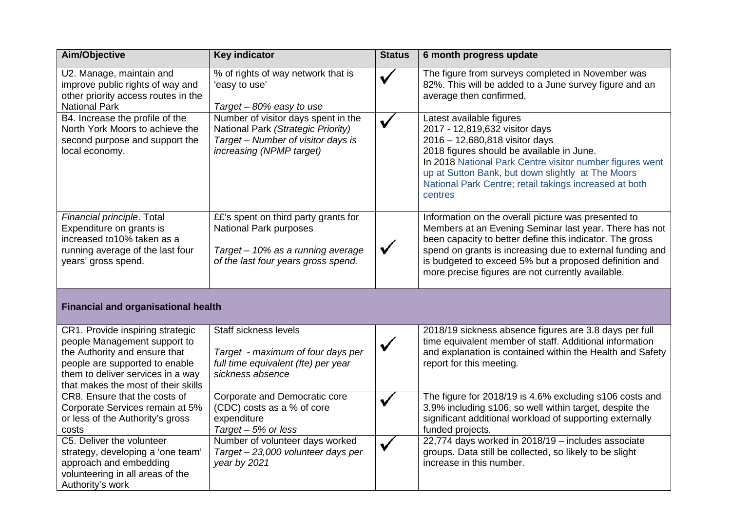| Aim/Objective | Key indicator | Status | 6 month progress update |
| --- | --- | --- | --- |
| U2. Manage, maintain and improve public rights of way and other priority access routes in the National Park | % of rights of way network that is 'easy to use'<br><br>*Target – 80% easy to use* | ✓ | The figure from surveys completed in November was 82%. This will be added to a June survey figure and an average then confirmed. |
| B4. Increase the profile of the North York Moors to achieve the second purpose and support the local economy. | Number of visitor days spent in the National Park *(Strategic Priority)*<br>*Target – Number of visitor days is increasing (NPMP target)* | ✓ | Latest available figures<br>2017 - 12,819,632 visitor days<br>2016 – 12,680,818 visitor days<br>2018 figures should be available in June.<br>In 2018 National Park Centre visitor number figures went up at Sutton Bank, but down slightly at The Moors National Park Centre; retail takings increased at both centres |
| *Financial principle*. Total Expenditure on grants is increased to10% taken as a running average of the last four years' gross spend. | ££'s spent on third party grants for National Park purposes<br><br>*Target – 10% as a running average of the last four years gross spend.* | ✓ | Information on the overall picture was presented to Members at an Evening Seminar last year. There has not been capacity to better define this indicator. The gross spend on grants is increasing due to external funding and is budgeted to exceed 5% but a proposed definition and more precise figures are not currently available. |
| **Financial and organisational health** | | | |
| CR1. Provide inspiring strategic people Management support to the Authority and ensure that people are supported to enable them to deliver services in a way that makes the most of their skills | Staff sickness levels<br><br>*Target - maximum of four days per full time equivalent (fte) per year sickness absence* | ✓ | 2018/19 sickness absence figures are 3.8 days per full time equivalent member of staff. Additional information and explanation is contained within the Health and Safety report for this meeting. |
| CR8. Ensure that the costs of Corporate Services remain at 5% or less of the Authority's gross costs | Corporate and Democratic core (CDC) costs as a % of core expenditure<br>*Target – 5% or less* | ✓ | The figure for 2018/19 is 4.6% excluding s106 costs and 3.9% including s106, so well within target, despite the significant additional workload of supporting externally funded projects. |
| C5. Deliver the volunteer strategy, developing a 'one team' approach and embedding volunteering in all areas of the Authority's work | Number of volunteer days worked<br>*Target – 23,000 volunteer days per year by 2021* | ✓ | 22,774 days worked in 2018/19 – includes associate groups. Data still be collected, so likely to be slight increase in this number. |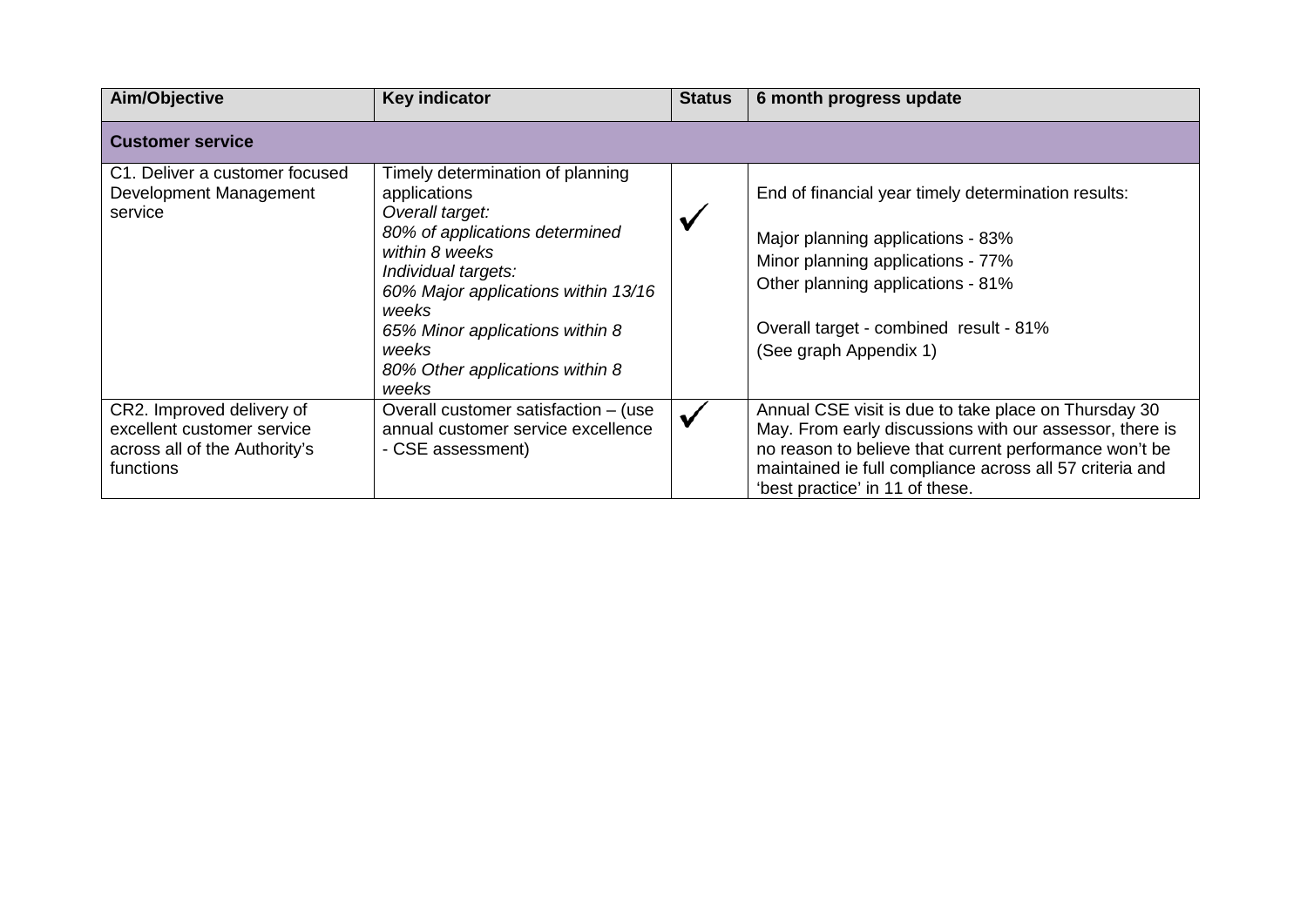| Aim/Objective | Key indicator | Status | 6 month progress update |
|---|---|---|---|
| **Customer service** | | | |
| C1. Deliver a customer focused Development Management service | Timely determination of planning applications<br>*Overall target:*<br>*80% of applications determined within 8 weeks*<br>*Individual targets:*<br>*60% Major applications within 13/16 weeks*<br>*65% Minor applications within 8 weeks*<br>*80% Other applications within 8 weeks* | ✓ | End of financial year timely determination results:<br><br>Major planning applications - 83%<br>Minor planning applications - 77%<br>Other planning applications - 81%<br><br>Overall target - combined result - 81%<br>(See graph Appendix 1) |
| CR2. Improved delivery of excellent customer service across all of the Authority's functions | Overall customer satisfaction – (use annual customer service excellence - CSE assessment) | ✓ | Annual CSE visit is due to take place on Thursday 30 May. From early discussions with our assessor, there is no reason to believe that current performance won't be maintained ie full compliance across all 57 criteria and 'best practice' in 11 of these. |